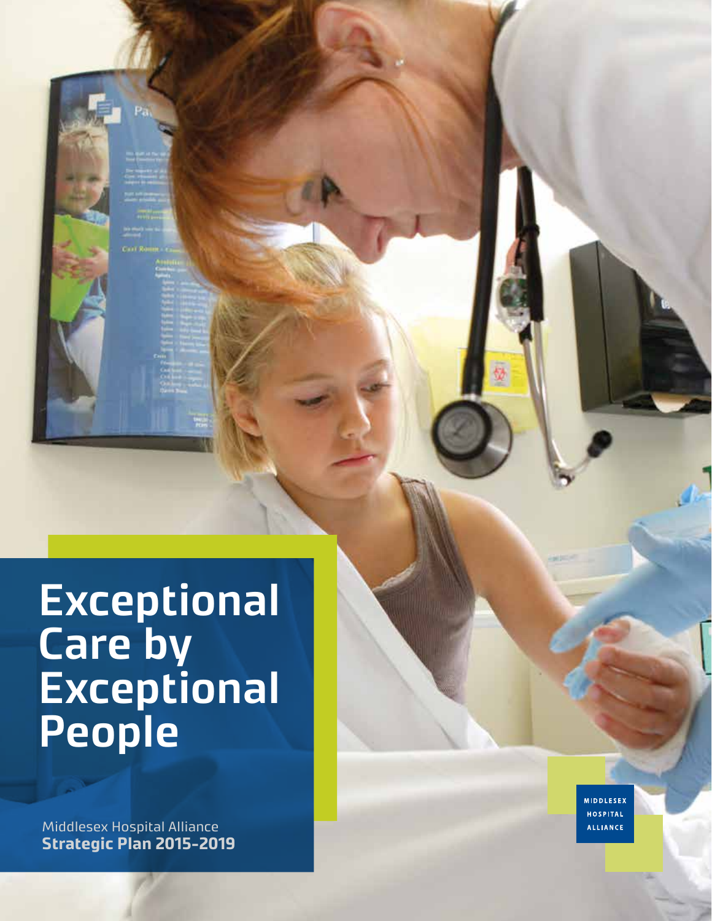# Exceptional Care by Exceptional People

Middlesex Hospital Alliance
**Strategic Plan 2015-2019**

MIDDLESEX HOSPITAL ALLIANCE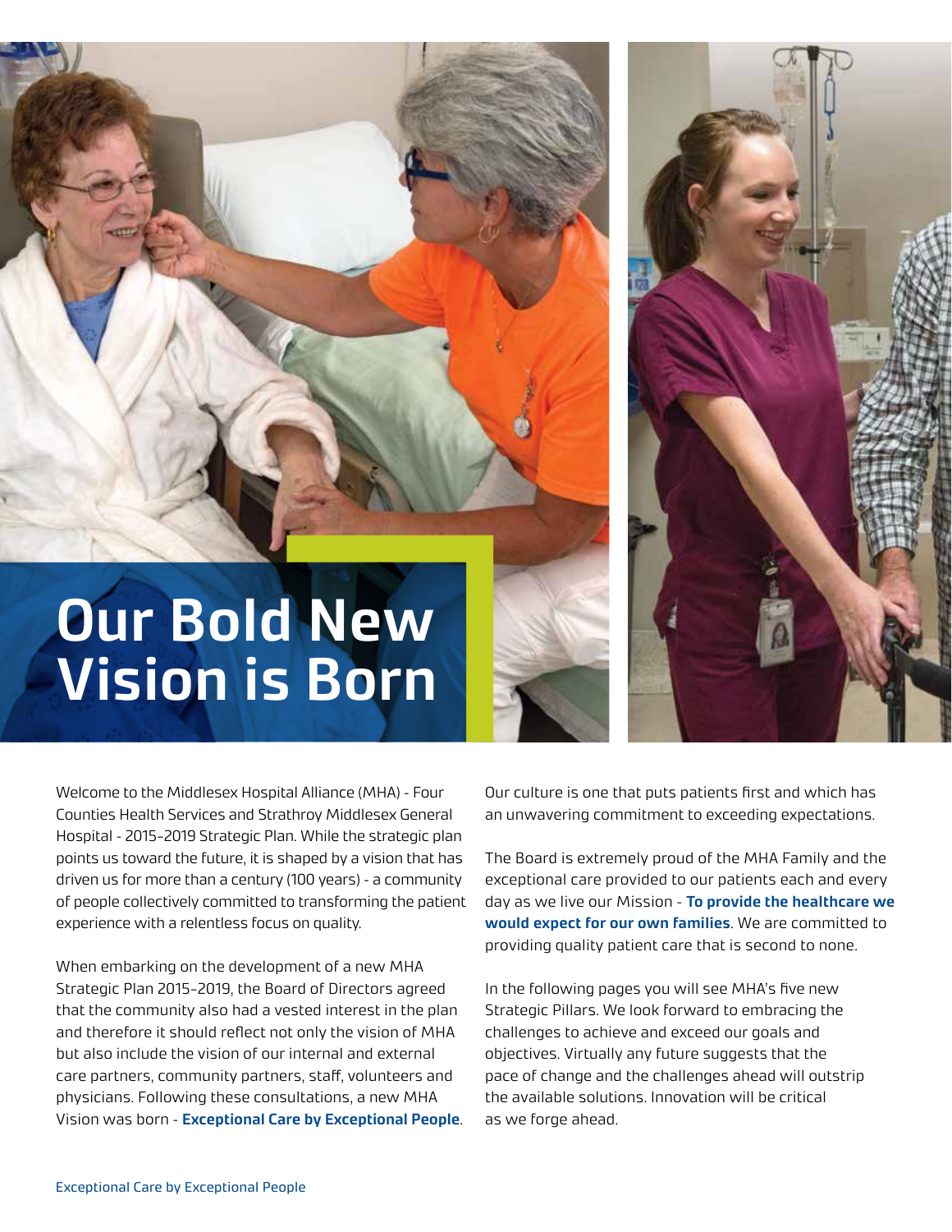# Our Bold New Vision is Born

Welcome to the Middlesex Hospital Alliance (MHA) - Four Counties Health Services and Strathroy Middlesex General Hospital - 2015-2019 Strategic Plan. While the strategic plan points us toward the future, it is shaped by a vision that has driven us for more than a century (100 years) - a community of people collectively committed to transforming the patient experience with a relentless focus on quality.

When embarking on the development of a new MHA Strategic Plan 2015-2019, the Board of Directors agreed that the community also had a vested interest in the plan and therefore it should reflect not only the vision of MHA but also include the vision of our internal and external care partners, community partners, staff, volunteers and physicians. Following these consultations, a new MHA Vision was born - **Exceptional Care by Exceptional People**.

Our culture is one that puts patients first and which has an unwavering commitment to exceeding expectations.

The Board is extremely proud of the MHA Family and the exceptional care provided to our patients each and every day as we live our Mission - **To provide the healthcare we would expect for our own families**. We are committed to providing quality patient care that is second to none.

In the following pages you will see MHA's five new Strategic Pillars. We look forward to embracing the challenges to achieve and exceed our goals and objectives. Virtually any future suggests that the pace of change and the challenges ahead will outstrip the available solutions. Innovation will be critical as we forge ahead.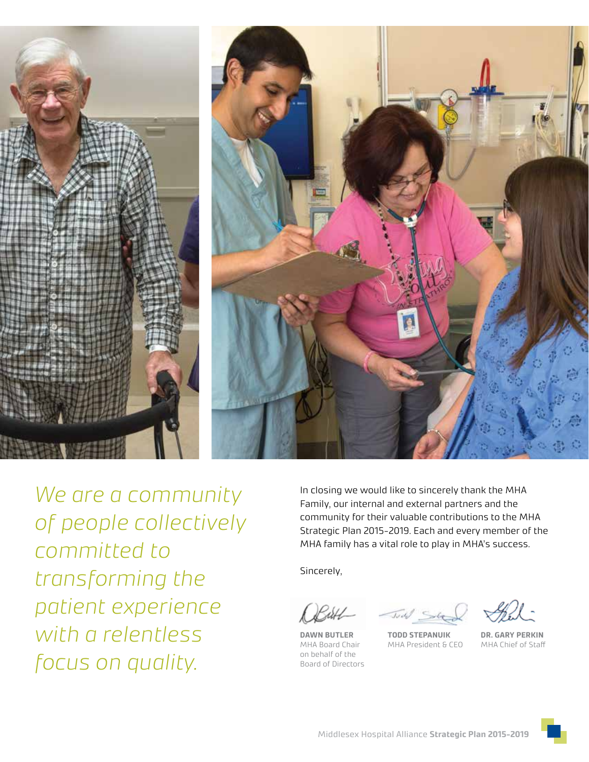*We are a community of people collectively committed to transforming the patient experience with a relentless focus on quality.*

In closing we would like to sincerely thank the MHA Family, our internal and external partners and the community for their valuable contributions to the MHA Strategic Plan 2015-2019. Each and every member of the MHA family has a vital role to play in MHA's success.

Sincerely,

**DAWN BUTLER**
MHA Board Chair
on behalf of the
Board of Directors

**TODD STEPANUIK**
MHA President & CEO

**DR. GARY PERKIN**
MHA Chief of Staff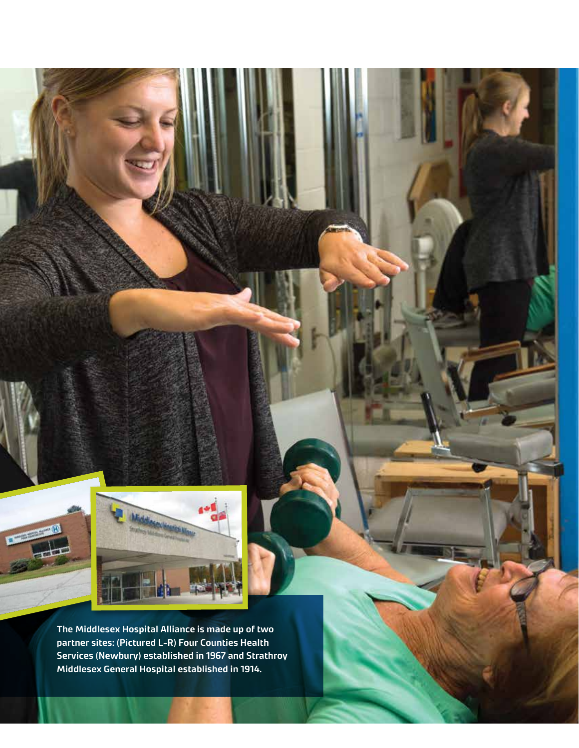The Middlesex Hospital Alliance is made up of two partner sites: (Pictured L-R) Four Counties Health Services (Newbury) established in 1967 and Strathroy Middlesex General Hospital established in 1914.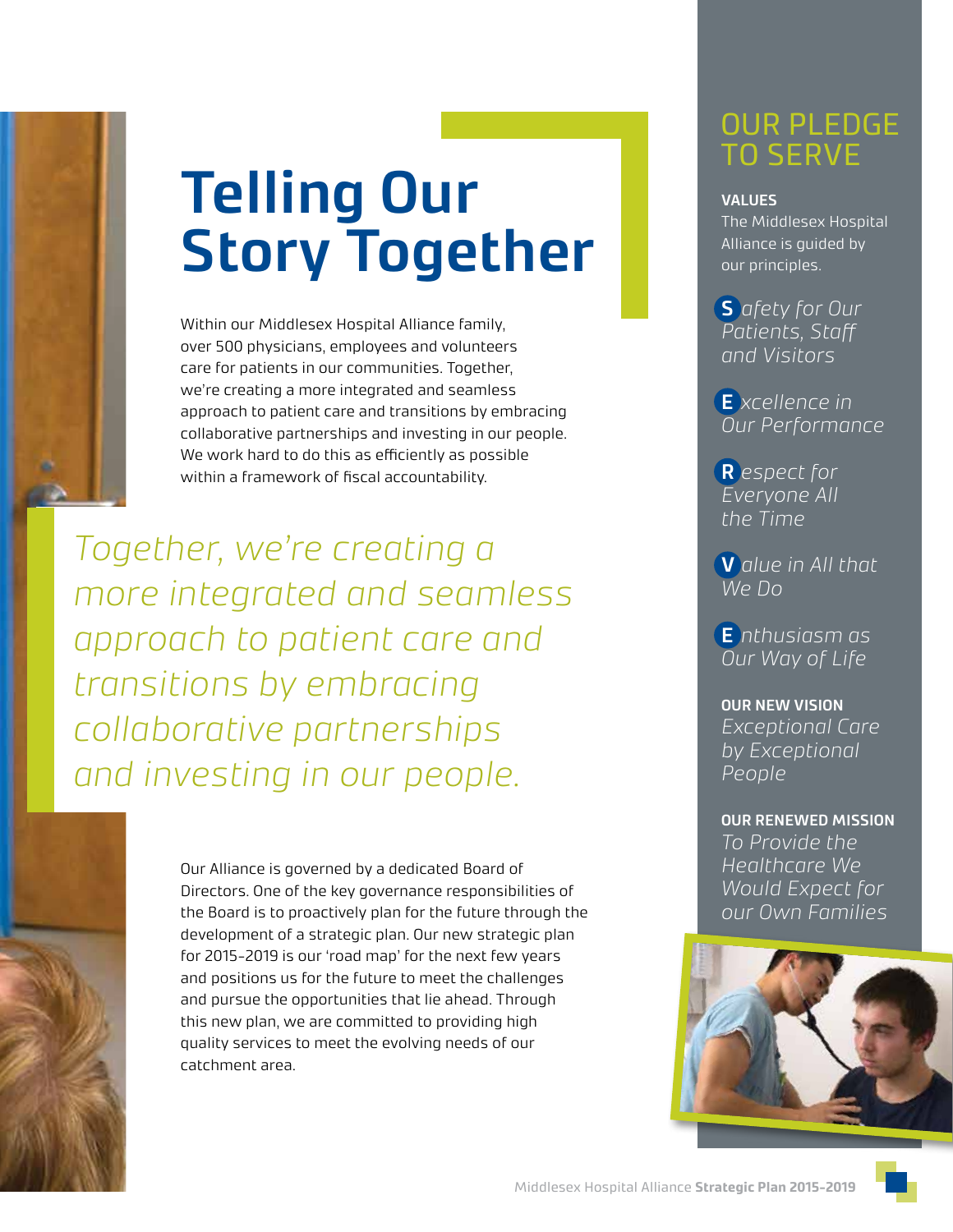# Telling Our Story Together

Within our Middlesex Hospital Alliance family, over 500 physicians, employees and volunteers care for patients in our communities. Together, we're creating a more integrated and seamless approach to patient care and transitions by embracing collaborative partnerships and investing in our people. We work hard to do this as efficiently as possible within a framework of fiscal accountability.

*Together, we're creating a more integrated and seamless approach to patient care and transitions by embracing collaborative partnerships and investing in our people.*

Our Alliance is governed by a dedicated Board of Directors. One of the key governance responsibilities of the Board is to proactively plan for the future through the development of a strategic plan. Our new strategic plan for 2015-2019 is our 'road map' for the next few years and positions us for the future to meet the challenges and pursue the opportunities that lie ahead. Through this new plan, we are committed to providing high quality services to meet the evolving needs of our catchment area.

## OUR PLEDGE TO SERVE

**VALUES**

The Middlesex Hospital Alliance is guided by our principles.

***S****afety for Our Patients, Staff and Visitors*

***E****xcellence in Our Performance*

***R****espect for Everyone All the Time*

***V****alue in All that We Do*

***E****nthusiasm as Our Way of Life*

**OUR NEW VISION**

*Exceptional Care by Exceptional People*

**OUR RENEWED MISSION**

*To Provide the Healthcare We Would Expect for our Own Families*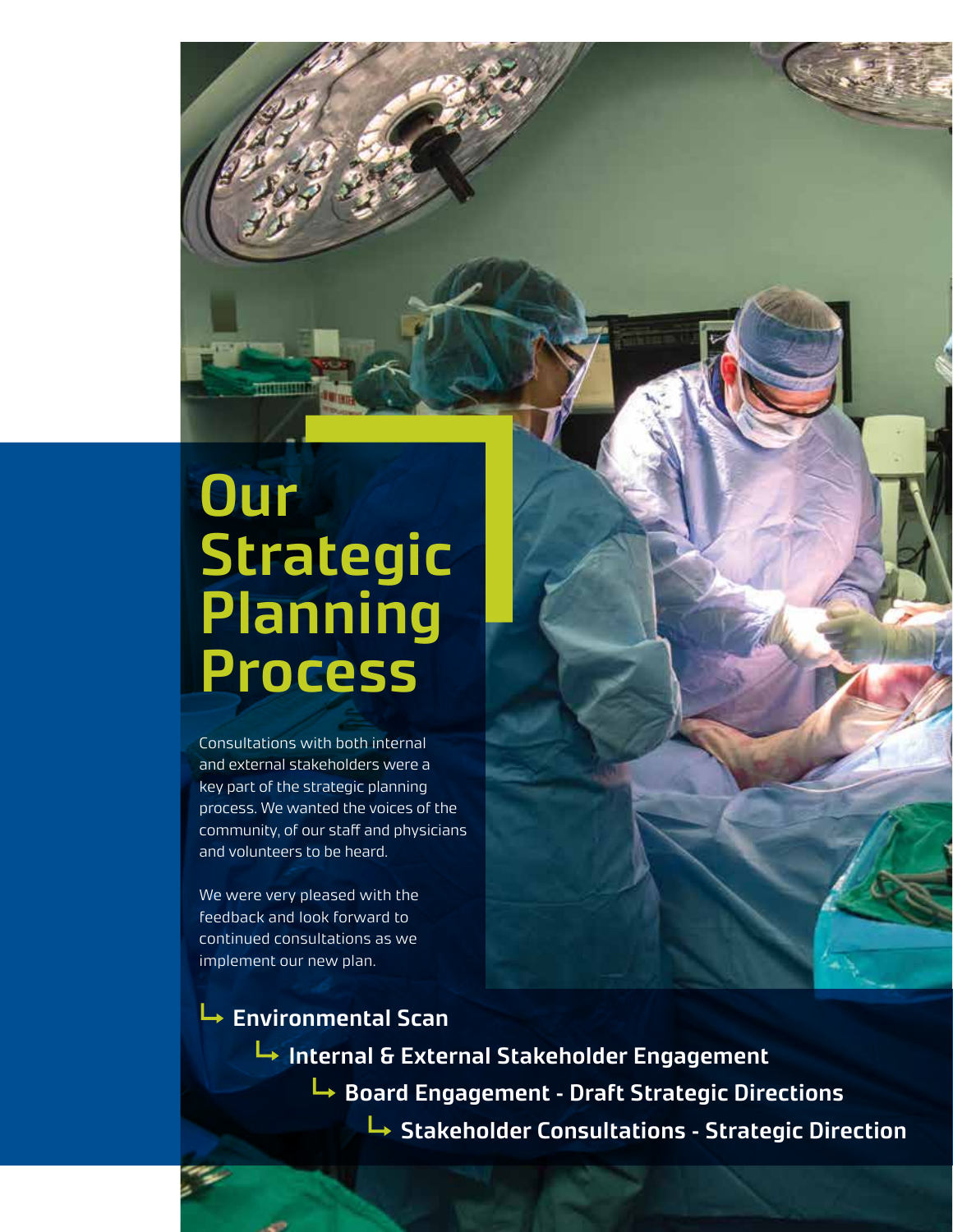# Our Strategic Planning Process

Consultations with both internal and external stakeholders were a key part of the strategic planning process. We wanted the voices of the community, of our staff and physicians and volunteers to be heard.

We were very pleased with the feedback and look forward to continued consultations as we implement our new plan.

- **Environmental Scan**
  - **Internal & External Stakeholder Engagement**
    - **Board Engagement - Draft Strategic Directions**
      - **Stakeholder Consultations - Strategic Direction**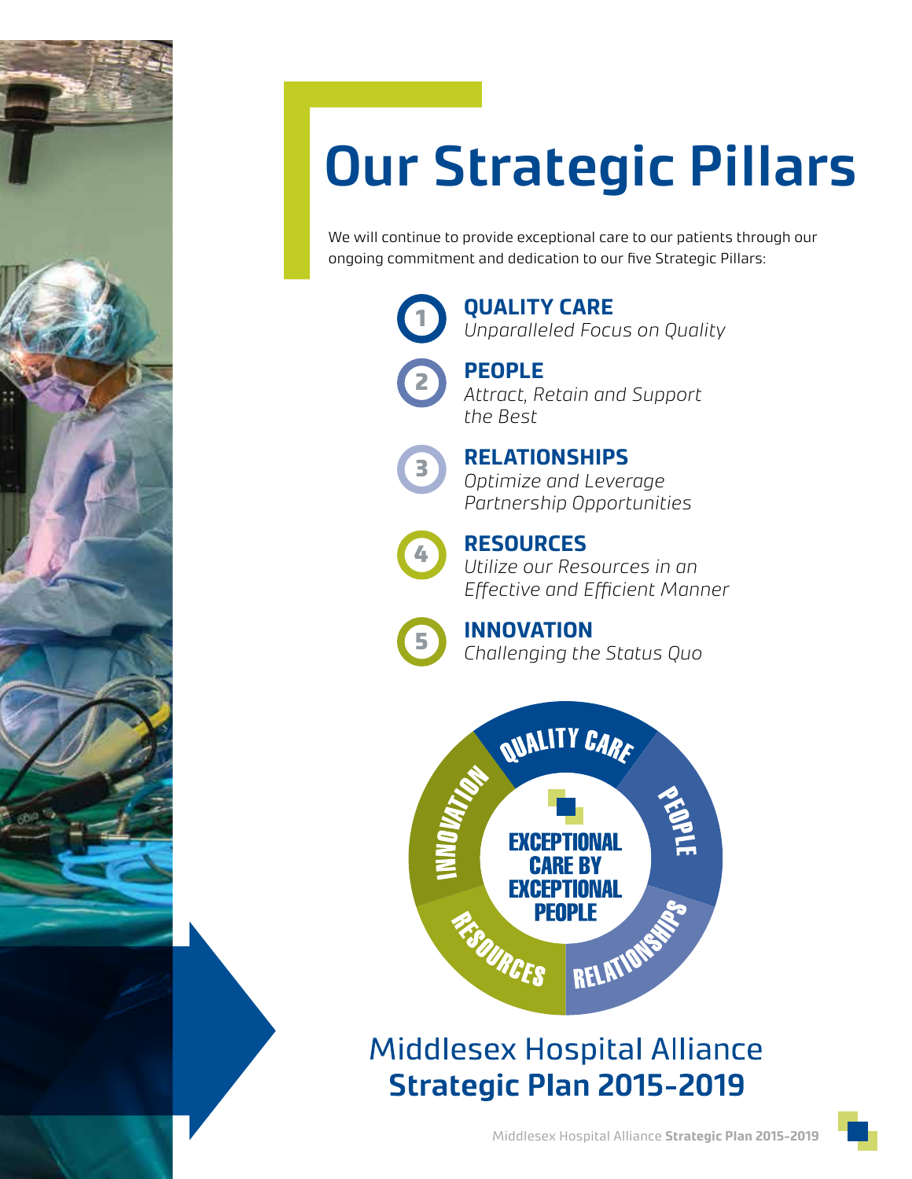# Our Strategic Pillars

We will continue to provide exceptional care to our patients through our ongoing commitment and dedication to our five Strategic Pillars:

1. **QUALITY CARE**
   *Unparalleled Focus on Quality*
2. **PEOPLE**
   *Attract, Retain and Support the Best*
3. **RELATIONSHIPS**
   *Optimize and Leverage Partnership Opportunities*
4. **RESOURCES**
   *Utilize our Resources in an Effective and Efficient Manner*
5. **INNOVATION**
   *Challenging the Status Quo*

QUALITY CARE · PEOPLE · RELATIONSHIPS · RESOURCES · INNOVATION

**EXCEPTIONAL CARE BY EXCEPTIONAL PEOPLE**

Middlesex Hospital Alliance
**Strategic Plan 2015-2019**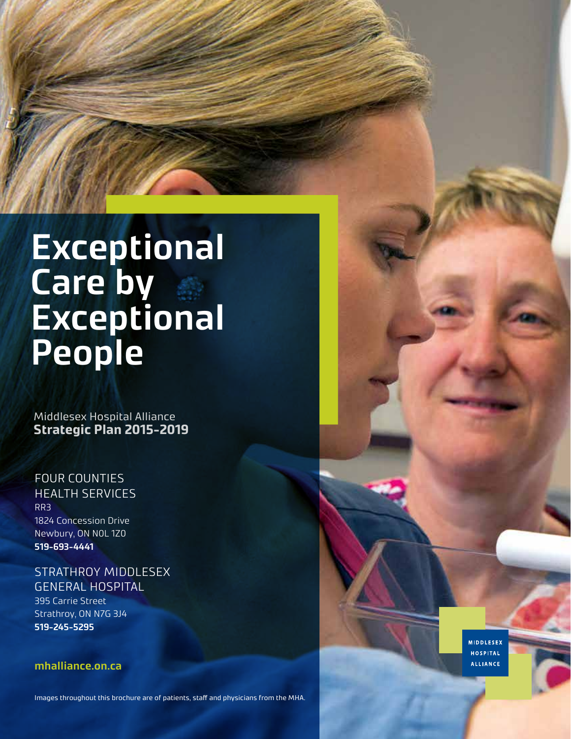# Exceptional Care by Exceptional People

Middlesex Hospital Alliance
**Strategic Plan 2015-2019**

FOUR COUNTIES
HEALTH SERVICES
RR3
1824 Concession Drive
Newbury, ON N0L 1Z0
**519-693-4441**

STRATHROY MIDDLESEX
GENERAL HOSPITAL
395 Carrie Street
Strathroy, ON N7G 3J4
**519-245-5295**

**mhalliance.on.ca**

MIDDLESEX
HOSPITAL
ALLIANCE

Images throughout this brochure are of patients, staff and physicians from the MHA.